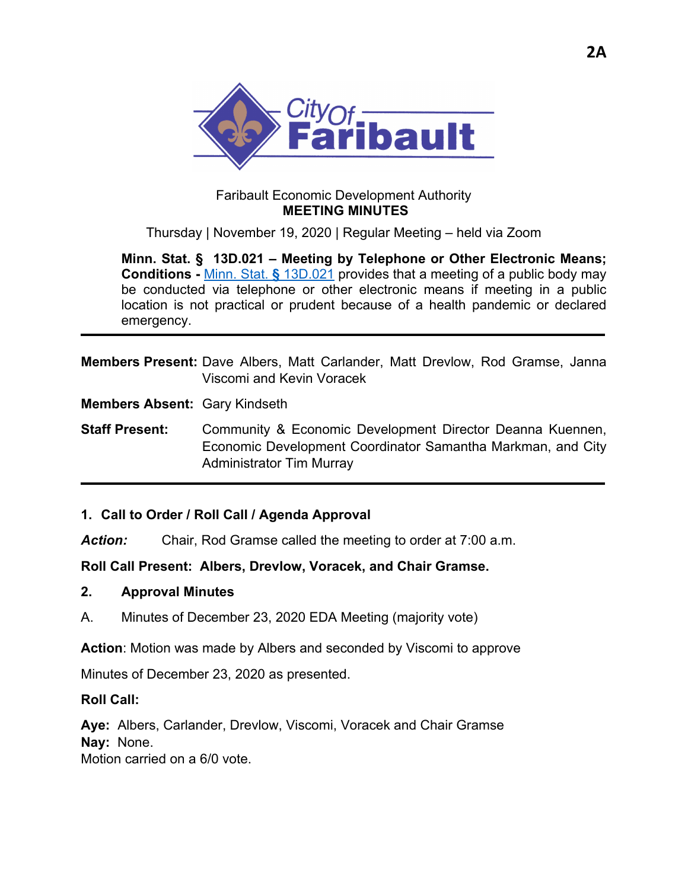Faribault Economic Development Authority

**MEETING MINUTES**

Thursday | November 19, 2020 | Regular Meeting – held via Zoom

**Minn. Stat. § 13D.021 – Meeting by Telephone or Other Electronic Means; Conditions -** Minn. Stat. § 13D.021 provides that a meeting of a public body may be conducted via telephone or other electronic means if meeting in a public location is not practical or prudent because of a health pandemic or declared emergency.

---

**Members Present:** Dave Albers, Matt Carlander, Matt Drevlow, Rod Gramse, Janna Viscomi and Kevin Voracek

**Members Absent:** Gary Kindseth

**Staff Present:** Community & Economic Development Director Deanna Kuennen, Economic Development Coordinator Samantha Markman, and City Administrator Tim Murray

---

**1. Call to Order / Roll Call / Agenda Approval**

***Action:*** Chair, Rod Gramse called the meeting to order at 7:00 a.m.

**Roll Call Present: Albers, Drevlow, Voracek, and Chair Gramse.**

**2. Approval Minutes**

A. Minutes of December 23, 2020 EDA Meeting (majority vote)

**Action**: Motion was made by Albers and seconded by Viscomi to approve

Minutes of December 23, 2020 as presented.

**Roll Call:**

**Aye:** Albers, Carlander, Drevlow, Viscomi, Voracek and Chair Gramse
**Nay:** None.
Motion carried on a 6/0 vote.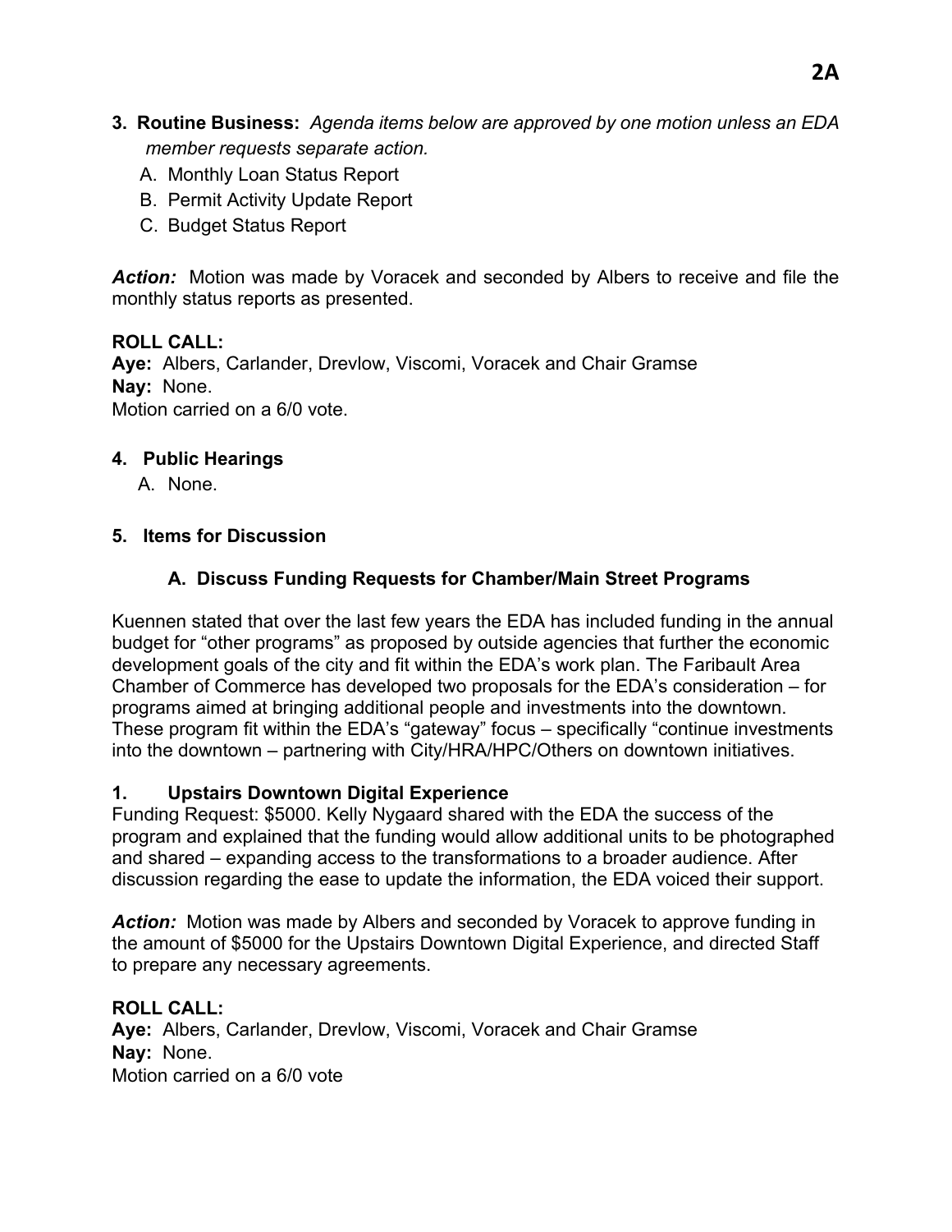**3. Routine Business:** *Agenda items below are approved by one motion unless an EDA member requests separate action.*

A. Monthly Loan Status Report
B. Permit Activity Update Report
C. Budget Status Report

***Action:*** Motion was made by Voracek and seconded by Albers to receive and file the monthly status reports as presented.

**ROLL CALL:**
**Aye:** Albers, Carlander, Drevlow, Viscomi, Voracek and Chair Gramse
**Nay:** None.
Motion carried on a 6/0 vote.

**4. Public Hearings**

A. None.

**5. Items for Discussion**

**A. Discuss Funding Requests for Chamber/Main Street Programs**

Kuennen stated that over the last few years the EDA has included funding in the annual budget for "other programs" as proposed by outside agencies that further the economic development goals of the city and fit within the EDA's work plan. The Faribault Area Chamber of Commerce has developed two proposals for the EDA's consideration – for programs aimed at bringing additional people and investments into the downtown. These program fit within the EDA's "gateway" focus – specifically "continue investments into the downtown – partnering with City/HRA/HPC/Others on downtown initiatives.

**1. Upstairs Downtown Digital Experience**
Funding Request: $5000. Kelly Nygaard shared with the EDA the success of the program and explained that the funding would allow additional units to be photographed and shared – expanding access to the transformations to a broader audience. After discussion regarding the ease to update the information, the EDA voiced their support.

***Action:*** Motion was made by Albers and seconded by Voracek to approve funding in the amount of $5000 for the Upstairs Downtown Digital Experience, and directed Staff to prepare any necessary agreements.

**ROLL CALL:**
**Aye:** Albers, Carlander, Drevlow, Viscomi, Voracek and Chair Gramse
**Nay:** None.
Motion carried on a 6/0 vote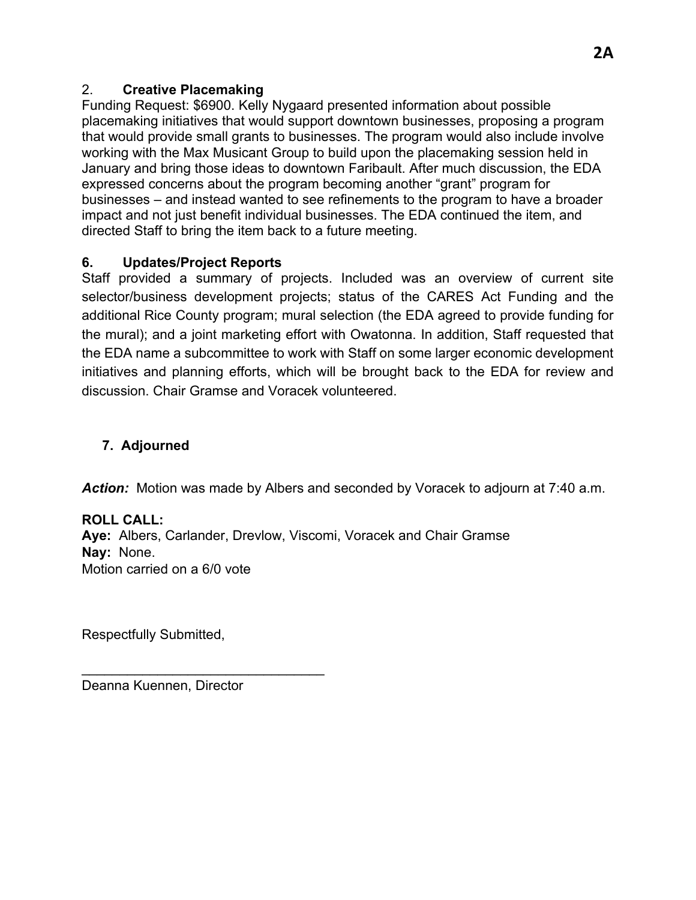2. **Creative Placemaking**

Funding Request: $6900. Kelly Nygaard presented information about possible placemaking initiatives that would support downtown businesses, proposing a program that would provide small grants to businesses. The program would also include involve working with the Max Musicant Group to build upon the placemaking session held in January and bring those ideas to downtown Faribault. After much discussion, the EDA expressed concerns about the program becoming another "grant" program for businesses – and instead wanted to see refinements to the program to have a broader impact and not just benefit individual businesses. The EDA continued the item, and directed Staff to bring the item back to a future meeting.

**6. Updates/Project Reports**

Staff provided a summary of projects. Included was an overview of current site selector/business development projects; status of the CARES Act Funding and the additional Rice County program; mural selection (the EDA agreed to provide funding for the mural); and a joint marketing effort with Owatonna. In addition, Staff requested that the EDA name a subcommittee to work with Staff on some larger economic development initiatives and planning efforts, which will be brought back to the EDA for review and discussion. Chair Gramse and Voracek volunteered.

**7. Adjourned**

***Action:*** Motion was made by Albers and seconded by Voracek to adjourn at 7:40 a.m.

**ROLL CALL:**
**Aye:** Albers, Carlander, Drevlow, Viscomi, Voracek and Chair Gramse
**Nay:** None.
Motion carried on a 6/0 vote

Respectfully Submitted,

_________________________________
Deanna Kuennen, Director